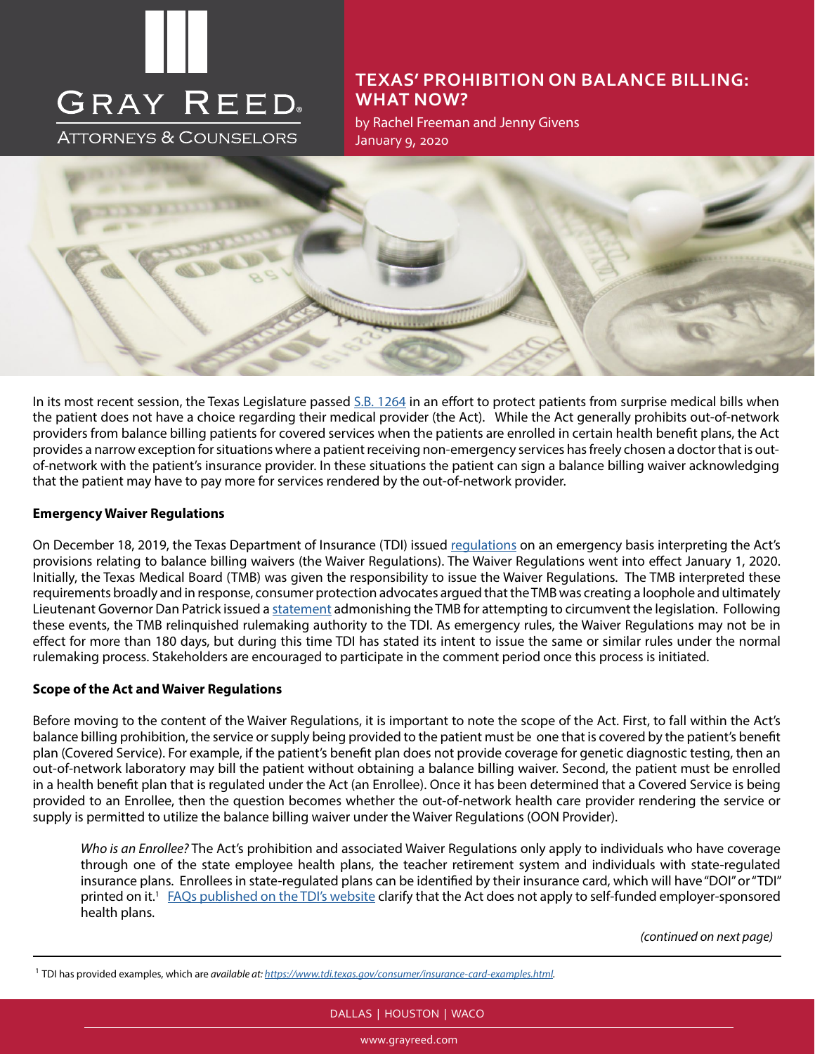# TEXAS' PROHIBITION ON BALANCE BILLING: WHAT NOW?

by Rachel Freeman and Jenny Givens
January 9, 2020

In its most recent session, the Texas Legislature passed S.B. 1264 in an effort to protect patients from surprise medical bills when the patient does not have a choice regarding their medical provider (the Act). While the Act generally prohibits out-of-network providers from balance billing patients for covered services when the patients are enrolled in certain health benefit plans, the Act provides a narrow exception for situations where a patient receiving non-emergency services has freely chosen a doctor that is out-of-network with the patient's insurance provider. In these situations the patient can sign a balance billing waiver acknowledging that the patient may have to pay more for services rendered by the out-of-network provider.

**Emergency Waiver Regulations**

On December 18, 2019, the Texas Department of Insurance (TDI) issued regulations on an emergency basis interpreting the Act's provisions relating to balance billing waivers (the Waiver Regulations). The Waiver Regulations went into effect January 1, 2020. Initially, the Texas Medical Board (TMB) was given the responsibility to issue the Waiver Regulations. The TMB interpreted these requirements broadly and in response, consumer protection advocates argued that the TMB was creating a loophole and ultimately Lieutenant Governor Dan Patrick issued a statement admonishing the TMB for attempting to circumvent the legislation. Following these events, the TMB relinquished rulemaking authority to the TDI. As emergency rules, the Waiver Regulations may not be in effect for more than 180 days, but during this time TDI has stated its intent to issue the same or similar rules under the normal rulemaking process. Stakeholders are encouraged to participate in the comment period once this process is initiated.

**Scope of the Act and Waiver Regulations**

Before moving to the content of the Waiver Regulations, it is important to note the scope of the Act. First, to fall within the Act's balance billing prohibition, the service or supply being provided to the patient must be one that is covered by the patient's benefit plan (Covered Service). For example, if the patient's benefit plan does not provide coverage for genetic diagnostic testing, then an out-of-network laboratory may bill the patient without obtaining a balance billing waiver. Second, the patient must be enrolled in a health benefit plan that is regulated under the Act (an Enrollee). Once it has been determined that a Covered Service is being provided to an Enrollee, then the question becomes whether the out-of-network health care provider rendering the service or supply is permitted to utilize the balance billing waiver under the Waiver Regulations (OON Provider).

> *Who is an Enrollee?* The Act's prohibition and associated Waiver Regulations only apply to individuals who have coverage through one of the state employee health plans, the teacher retirement system and individuals with state-regulated insurance plans. Enrollees in state-regulated plans can be identified by their insurance card, which will have "DOI" or "TDI" printed on it.[1] FAQs published on the TDI's website clarify that the Act does not apply to self-funded employer-sponsored health plans.

*(continued on next page)*

[1] TDI has provided examples, which are *available at: https://www.tdi.texas.gov/consumer/insurance-card-examples.html.*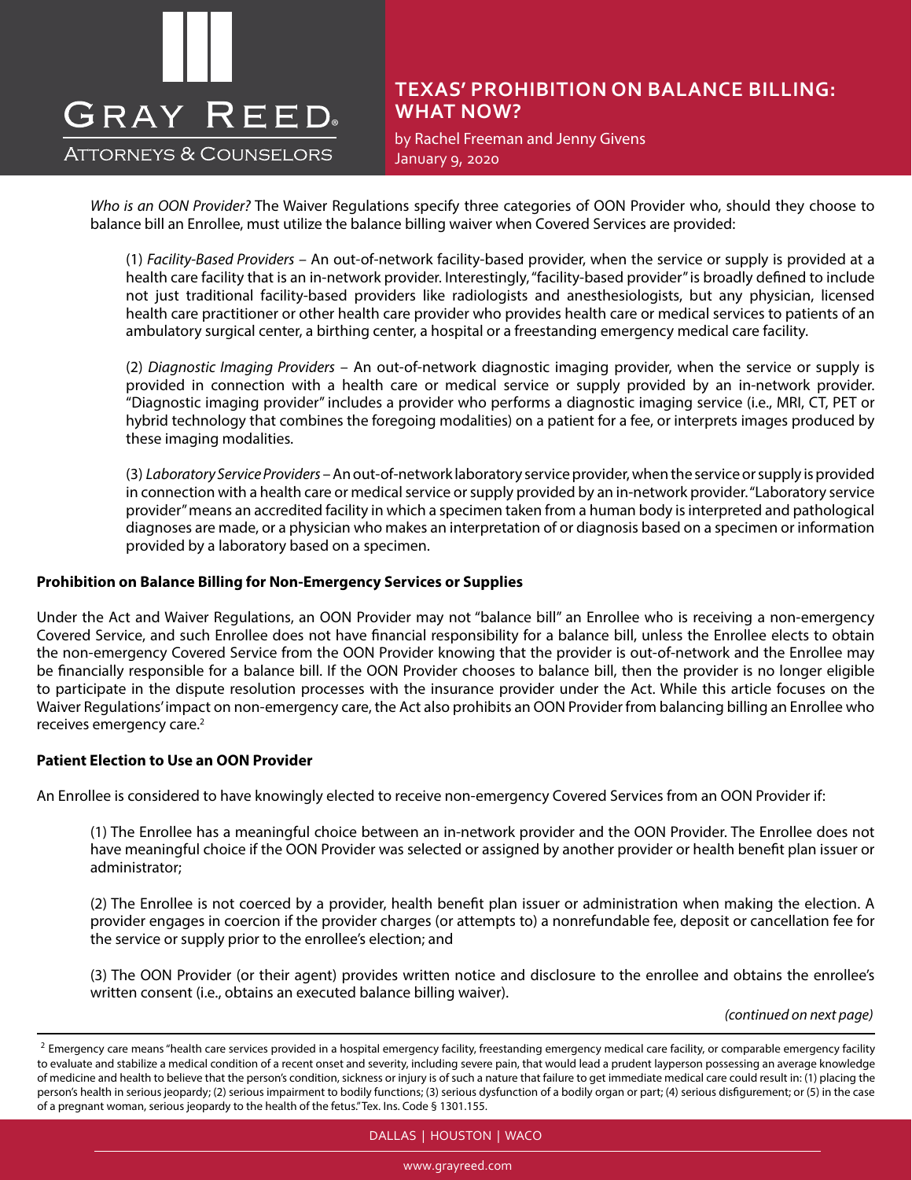*Who is an OON Provider?* The Waiver Regulations specify three categories of OON Provider who, should they choose to balance bill an Enrollee, must utilize the balance billing waiver when Covered Services are provided:

(1) *Facility-Based Providers* – An out-of-network facility-based provider, when the service or supply is provided at a health care facility that is an in-network provider. Interestingly, "facility-based provider" is broadly defined to include not just traditional facility-based providers like radiologists and anesthesiologists, but any physician, licensed health care practitioner or other health care provider who provides health care or medical services to patients of an ambulatory surgical center, a birthing center, a hospital or a freestanding emergency medical care facility.

(2) *Diagnostic Imaging Providers* – An out-of-network diagnostic imaging provider, when the service or supply is provided in connection with a health care or medical service or supply provided by an in-network provider. "Diagnostic imaging provider" includes a provider who performs a diagnostic imaging service (i.e., MRI, CT, PET or hybrid technology that combines the foregoing modalities) on a patient for a fee, or interprets images produced by these imaging modalities.

(3) *Laboratory Service Providers* – An out-of-network laboratory service provider, when the service or supply is provided in connection with a health care or medical service or supply provided by an in-network provider. "Laboratory service provider" means an accredited facility in which a specimen taken from a human body is interpreted and pathological diagnoses are made, or a physician who makes an interpretation of or diagnosis based on a specimen or information provided by a laboratory based on a specimen.

**Prohibition on Balance Billing for Non-Emergency Services or Supplies**

Under the Act and Waiver Regulations, an OON Provider may not "balance bill" an Enrollee who is receiving a non-emergency Covered Service, and such Enrollee does not have financial responsibility for a balance bill, unless the Enrollee elects to obtain the non-emergency Covered Service from the OON Provider knowing that the provider is out-of-network and the Enrollee may be financially responsible for a balance bill. If the OON Provider chooses to balance bill, then the provider is no longer eligible to participate in the dispute resolution processes with the insurance provider under the Act. While this article focuses on the Waiver Regulations' impact on non-emergency care, the Act also prohibits an OON Provider from balancing billing an Enrollee who receives emergency care.[2]

**Patient Election to Use an OON Provider**

An Enrollee is considered to have knowingly elected to receive non-emergency Covered Services from an OON Provider if:

(1) The Enrollee has a meaningful choice between an in-network provider and the OON Provider. The Enrollee does not have meaningful choice if the OON Provider was selected or assigned by another provider or health benefit plan issuer or administrator;

(2) The Enrollee is not coerced by a provider, health benefit plan issuer or administration when making the election. A provider engages in coercion if the provider charges (or attempts to) a nonrefundable fee, deposit or cancellation fee for the service or supply prior to the enrollee's election; and

(3) The OON Provider (or their agent) provides written notice and disclosure to the enrollee and obtains the enrollee's written consent (i.e., obtains an executed balance billing waiver).

*(continued on next page)*

---

[2] Emergency care means "health care services provided in a hospital emergency facility, freestanding emergency medical care facility, or comparable emergency facility to evaluate and stabilize a medical condition of a recent onset and severity, including severe pain, that would lead a prudent layperson possessing an average knowledge of medicine and health to believe that the person's condition, sickness or injury is of such a nature that failure to get immediate medical care could result in: (1) placing the person's health in serious jeopardy; (2) serious impairment to bodily functions; (3) serious dysfunction of a bodily organ or part; (4) serious disfigurement; or (5) in the case of a pregnant woman, serious jeopardy to the health of the fetus." Tex. Ins. Code § 1301.155.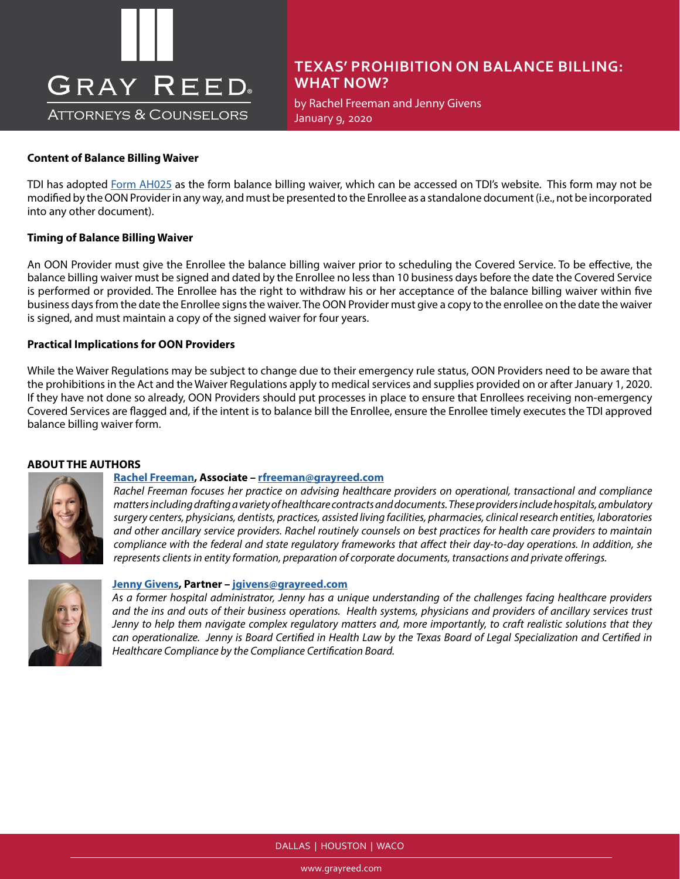## Content of Balance Billing Waiver

TDI has adopted Form AH025 as the form balance billing waiver, which can be accessed on TDI's website. This form may not be modified by the OON Provider in any way, and must be presented to the Enrollee as a standalone document (i.e., not be incorporated into any other document).

## Timing of Balance Billing Waiver

An OON Provider must give the Enrollee the balance billing waiver prior to scheduling the Covered Service. To be effective, the balance billing waiver must be signed and dated by the Enrollee no less than 10 business days before the date the Covered Service is performed or provided. The Enrollee has the right to withdraw his or her acceptance of the balance billing waiver within five business days from the date the Enrollee signs the waiver. The OON Provider must give a copy to the enrollee on the date the waiver is signed, and must maintain a copy of the signed waiver for four years.

## Practical Implications for OON Providers

While the Waiver Regulations may be subject to change due to their emergency rule status, OON Providers need to be aware that the prohibitions in the Act and the Waiver Regulations apply to medical services and supplies provided on or after January 1, 2020. If they have not done so already, OON Providers should put processes in place to ensure that Enrollees receiving non-emergency Covered Services are flagged and, if the intent is to balance bill the Enrollee, ensure the Enrollee timely executes the TDI approved balance billing waiver form.

## ABOUT THE AUTHORS

**Rachel Freeman, Associate – rfreeman@grayreed.com**

*Rachel Freeman focuses her practice on advising healthcare providers on operational, transactional and compliance matters including drafting a variety of healthcare contracts and documents. These providers include hospitals, ambulatory surgery centers, physicians, dentists, practices, assisted living facilities, pharmacies, clinical research entities, laboratories and other ancillary service providers. Rachel routinely counsels on best practices for health care providers to maintain compliance with the federal and state regulatory frameworks that affect their day-to-day operations. In addition, she represents clients in entity formation, preparation of corporate documents, transactions and private offerings.*

**Jenny Givens, Partner – jgivens@grayreed.com**

*As a former hospital administrator, Jenny has a unique understanding of the challenges facing healthcare providers and the ins and outs of their business operations. Health systems, physicians and providers of ancillary services trust Jenny to help them navigate complex regulatory matters and, more importantly, to craft realistic solutions that they can operationalize. Jenny is Board Certified in Health Law by the Texas Board of Legal Specialization and Certified in Healthcare Compliance by the Compliance Certification Board.*